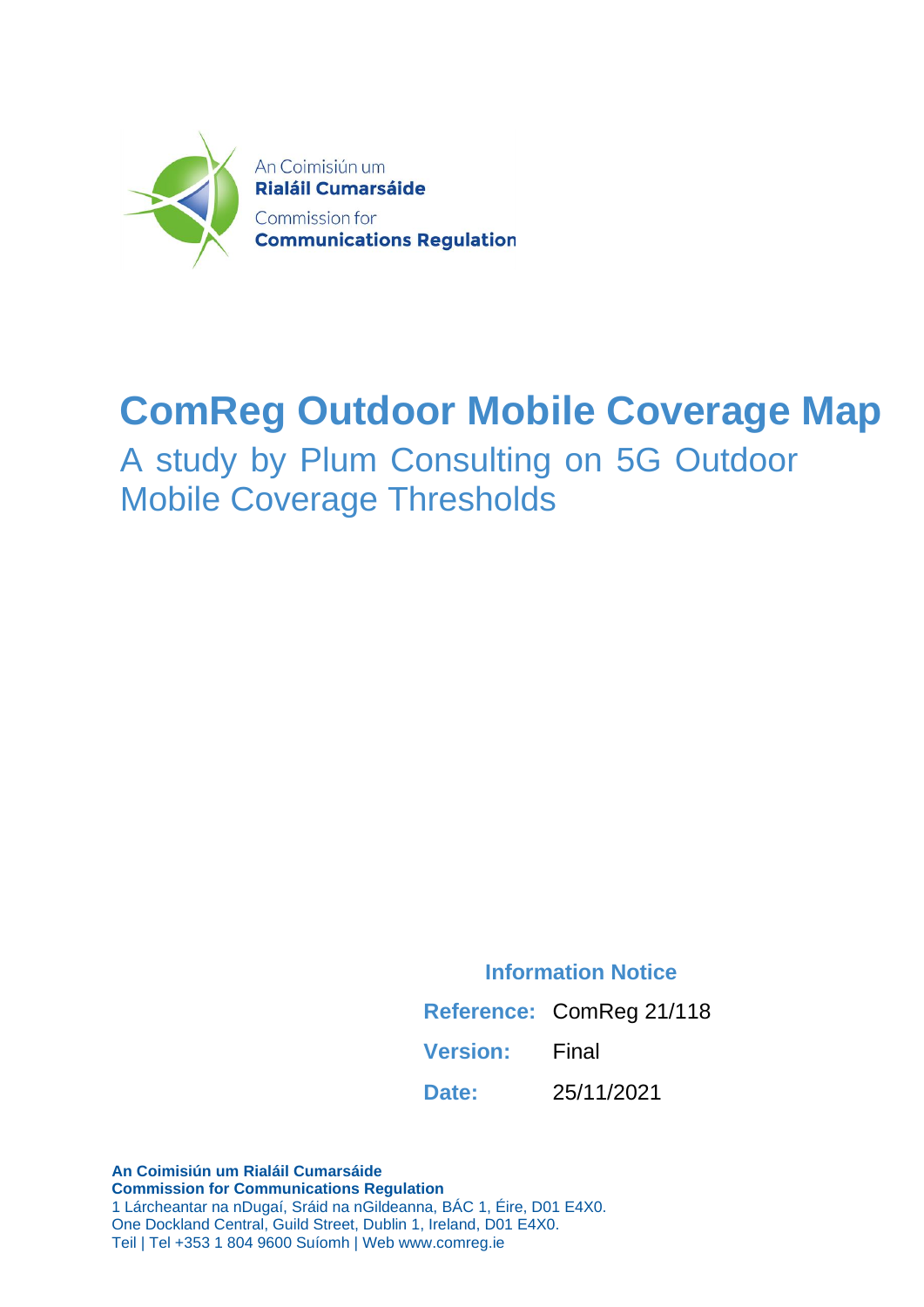An Coimisiún um
**Rialáil Cumarsáide**
Commission for
**Communications Regulation**

# ComReg Outdoor Mobile Coverage Map

## A study by Plum Consulting on 5G Outdoor Mobile Coverage Thresholds

**Information Notice**

| | |
|---|---|
| **Reference:** | ComReg 21/118 |
| **Version:** | Final |
| **Date:** | 25/11/2021 |

**An Coimisiún um Rialáil Cumarsáide**
**Commission for Communications Regulation**
1 Lárcheantar na nDugaí, Sráid na nGildeanna, BÁC 1, Éire, D01 E4X0.
One Dockland Central, Guild Street, Dublin 1, Ireland, D01 E4X0.
Teil | Tel +353 1 804 9600 Suíomh | Web www.comreg.ie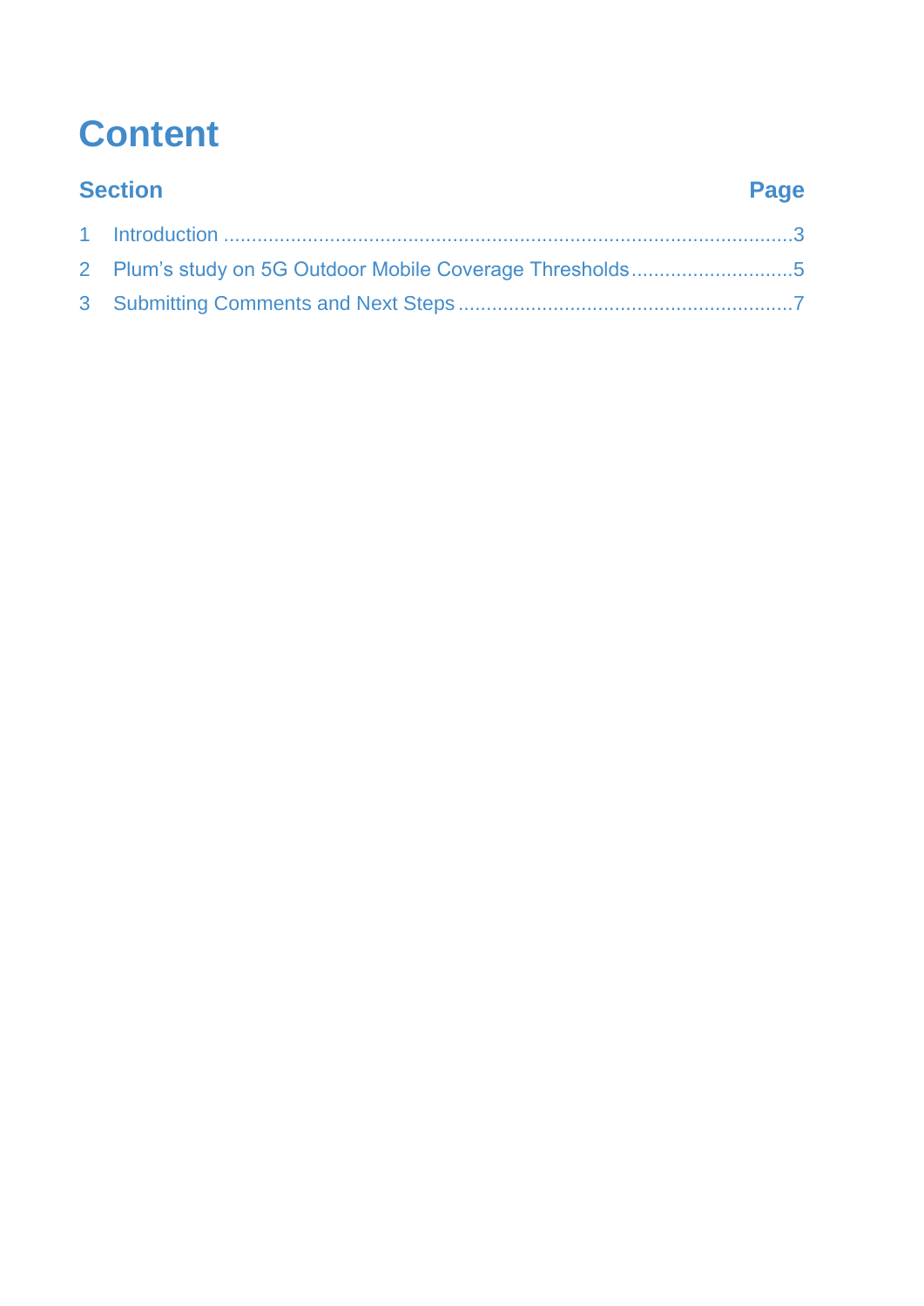# Content

| Section | | Page |
|---|---|---|
| 1 | Introduction | 3 |
| 2 | Plum's study on 5G Outdoor Mobile Coverage Thresholds | 5 |
| 3 | Submitting Comments and Next Steps | 7 |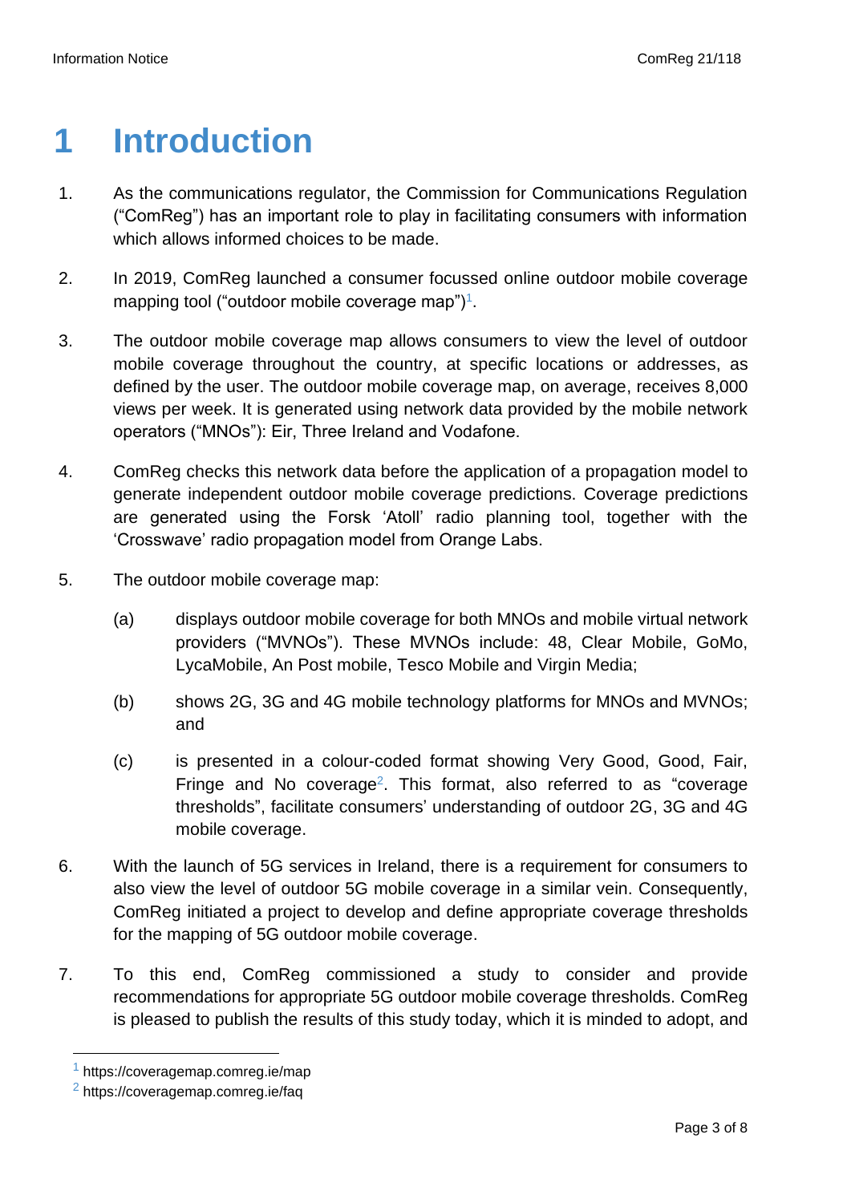# 1 Introduction

1. As the communications regulator, the Commission for Communications Regulation ("ComReg") has an important role to play in facilitating consumers with information which allows informed choices to be made.

2. In 2019, ComReg launched a consumer focussed online outdoor mobile coverage mapping tool ("outdoor mobile coverage map")[1].

3. The outdoor mobile coverage map allows consumers to view the level of outdoor mobile coverage throughout the country, at specific locations or addresses, as defined by the user. The outdoor mobile coverage map, on average, receives 8,000 views per week. It is generated using network data provided by the mobile network operators ("MNOs"): Eir, Three Ireland and Vodafone.

4. ComReg checks this network data before the application of a propagation model to generate independent outdoor mobile coverage predictions. Coverage predictions are generated using the Forsk 'Atoll' radio planning tool, together with the 'Crosswave' radio propagation model from Orange Labs.

5. The outdoor mobile coverage map:

   (a) displays outdoor mobile coverage for both MNOs and mobile virtual network providers ("MVNOs"). These MVNOs include: 48, Clear Mobile, GoMo, LycaMobile, An Post mobile, Tesco Mobile and Virgin Media;

   (b) shows 2G, 3G and 4G mobile technology platforms for MNOs and MVNOs; and

   (c) is presented in a colour-coded format showing Very Good, Good, Fair, Fringe and No coverage[2]. This format, also referred to as "coverage thresholds", facilitate consumers' understanding of outdoor 2G, 3G and 4G mobile coverage.

6. With the launch of 5G services in Ireland, there is a requirement for consumers to also view the level of outdoor 5G mobile coverage in a similar vein. Consequently, ComReg initiated a project to develop and define appropriate coverage thresholds for the mapping of 5G outdoor mobile coverage.

7. To this end, ComReg commissioned a study to consider and provide recommendations for appropriate 5G outdoor mobile coverage thresholds. ComReg is pleased to publish the results of this study today, which it is minded to adopt, and

---

[1] https://coveragemap.comreg.ie/map

[2] https://coveragemap.comreg.ie/faq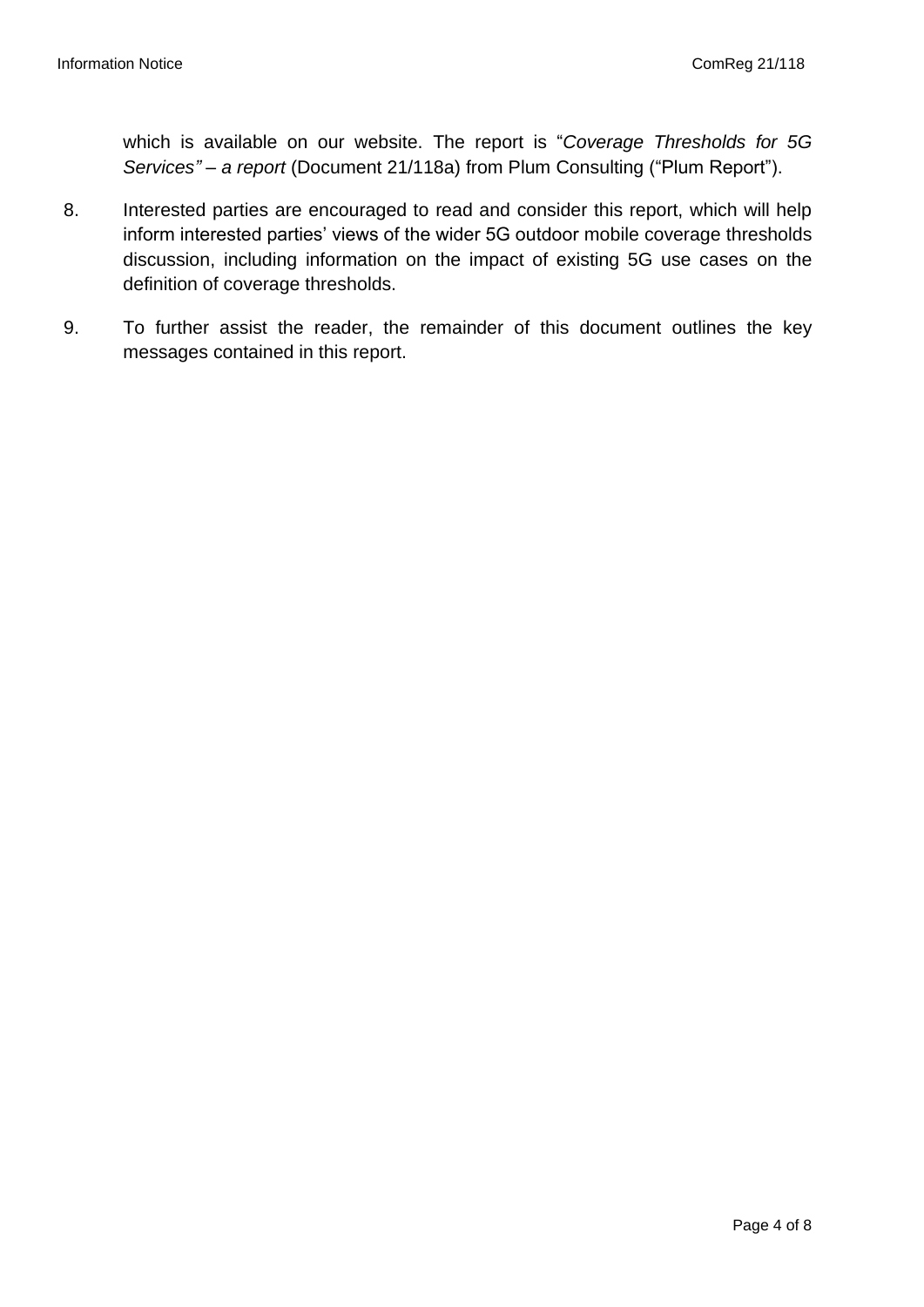which is available on our website. The report is "*Coverage Thresholds for 5G Services" – a report* (Document 21/118a) from Plum Consulting ("Plum Report").

8. Interested parties are encouraged to read and consider this report, which will help inform interested parties' views of the wider 5G outdoor mobile coverage thresholds discussion, including information on the impact of existing 5G use cases on the definition of coverage thresholds.

9. To further assist the reader, the remainder of this document outlines the key messages contained in this report.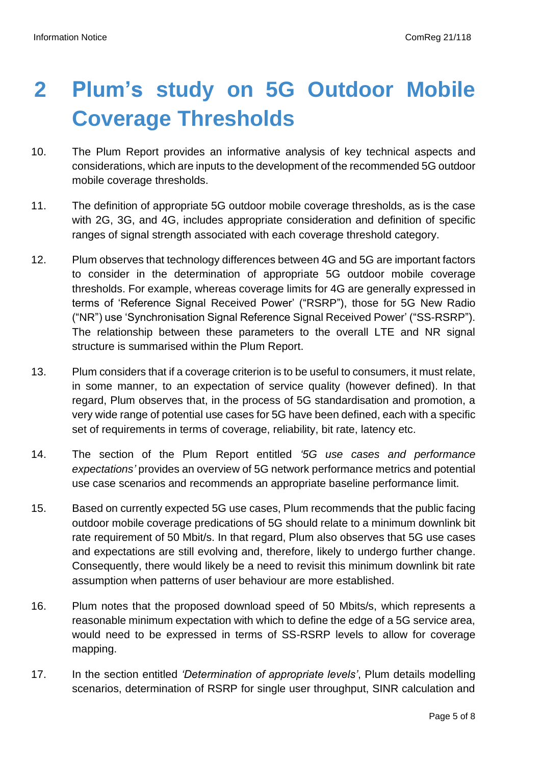# 2 Plum's study on 5G Outdoor Mobile Coverage Thresholds

10. The Plum Report provides an informative analysis of key technical aspects and considerations, which are inputs to the development of the recommended 5G outdoor mobile coverage thresholds.

11. The definition of appropriate 5G outdoor mobile coverage thresholds, as is the case with 2G, 3G, and 4G, includes appropriate consideration and definition of specific ranges of signal strength associated with each coverage threshold category.

12. Plum observes that technology differences between 4G and 5G are important factors to consider in the determination of appropriate 5G outdoor mobile coverage thresholds. For example, whereas coverage limits for 4G are generally expressed in terms of 'Reference Signal Received Power' ("RSRP"), those for 5G New Radio ("NR") use 'Synchronisation Signal Reference Signal Received Power' ("SS-RSRP"). The relationship between these parameters to the overall LTE and NR signal structure is summarised within the Plum Report.

13. Plum considers that if a coverage criterion is to be useful to consumers, it must relate, in some manner, to an expectation of service quality (however defined). In that regard, Plum observes that, in the process of 5G standardisation and promotion, a very wide range of potential use cases for 5G have been defined, each with a specific set of requirements in terms of coverage, reliability, bit rate, latency etc.

14. The section of the Plum Report entitled *'5G use cases and performance expectations'* provides an overview of 5G network performance metrics and potential use case scenarios and recommends an appropriate baseline performance limit.

15. Based on currently expected 5G use cases, Plum recommends that the public facing outdoor mobile coverage predications of 5G should relate to a minimum downlink bit rate requirement of 50 Mbit/s. In that regard, Plum also observes that 5G use cases and expectations are still evolving and, therefore, likely to undergo further change. Consequently, there would likely be a need to revisit this minimum downlink bit rate assumption when patterns of user behaviour are more established.

16. Plum notes that the proposed download speed of 50 Mbits/s, which represents a reasonable minimum expectation with which to define the edge of a 5G service area, would need to be expressed in terms of SS-RSRP levels to allow for coverage mapping.

17. In the section entitled *'Determination of appropriate levels'*, Plum details modelling scenarios, determination of RSRP for single user throughput, SINR calculation and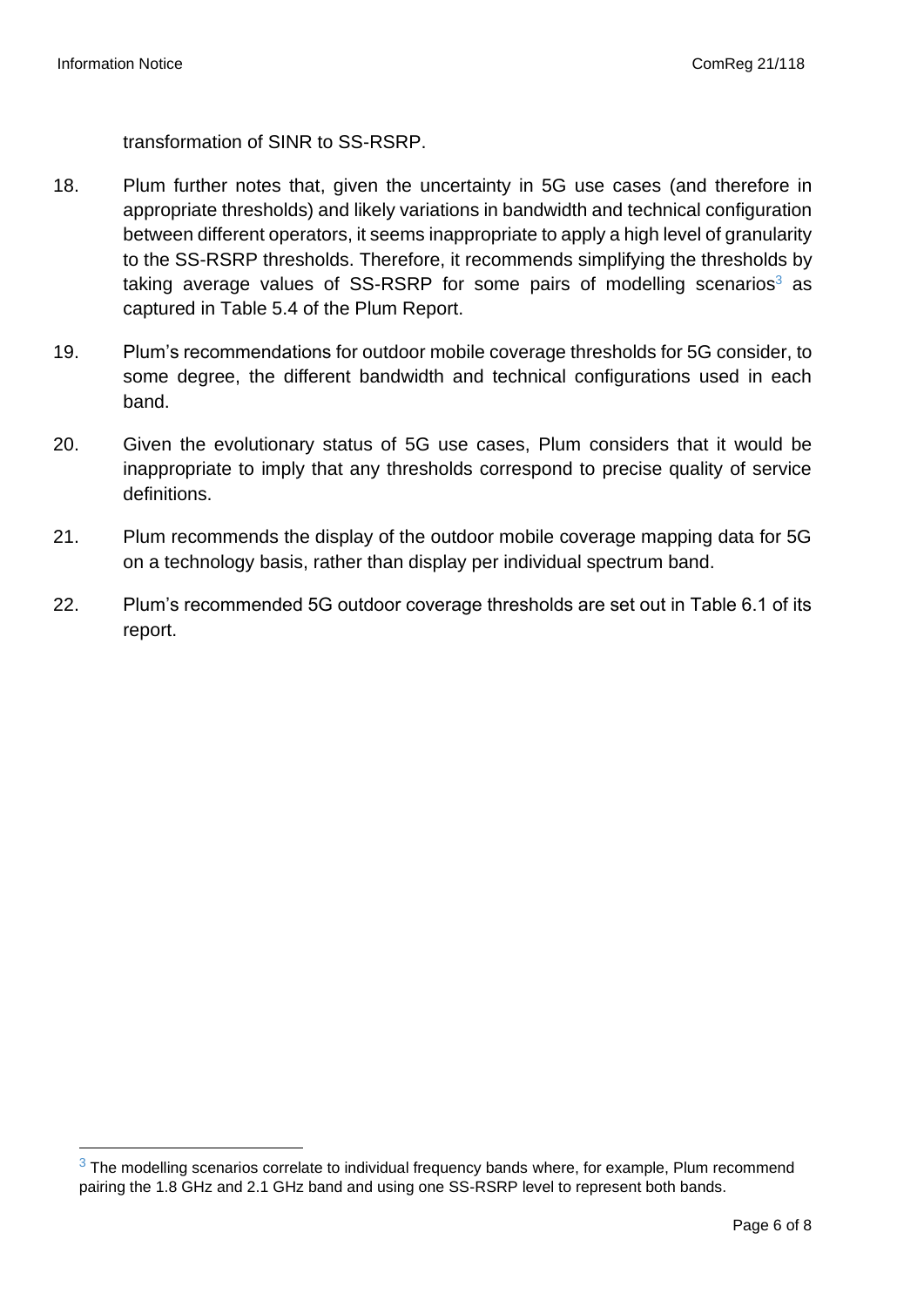transformation of SINR to SS-RSRP.

18. Plum further notes that, given the uncertainty in 5G use cases (and therefore in appropriate thresholds) and likely variations in bandwidth and technical configuration between different operators, it seems inappropriate to apply a high level of granularity to the SS-RSRP thresholds. Therefore, it recommends simplifying the thresholds by taking average values of SS-RSRP for some pairs of modelling scenarios[3] as captured in Table 5.4 of the Plum Report.

19. Plum's recommendations for outdoor mobile coverage thresholds for 5G consider, to some degree, the different bandwidth and technical configurations used in each band.

20. Given the evolutionary status of 5G use cases, Plum considers that it would be inappropriate to imply that any thresholds correspond to precise quality of service definitions.

21. Plum recommends the display of the outdoor mobile coverage mapping data for 5G on a technology basis, rather than display per individual spectrum band.

22. Plum's recommended 5G outdoor coverage thresholds are set out in Table 6.1 of its report.

---

[3] The modelling scenarios correlate to individual frequency bands where, for example, Plum recommend pairing the 1.8 GHz and 2.1 GHz band and using one SS-RSRP level to represent both bands.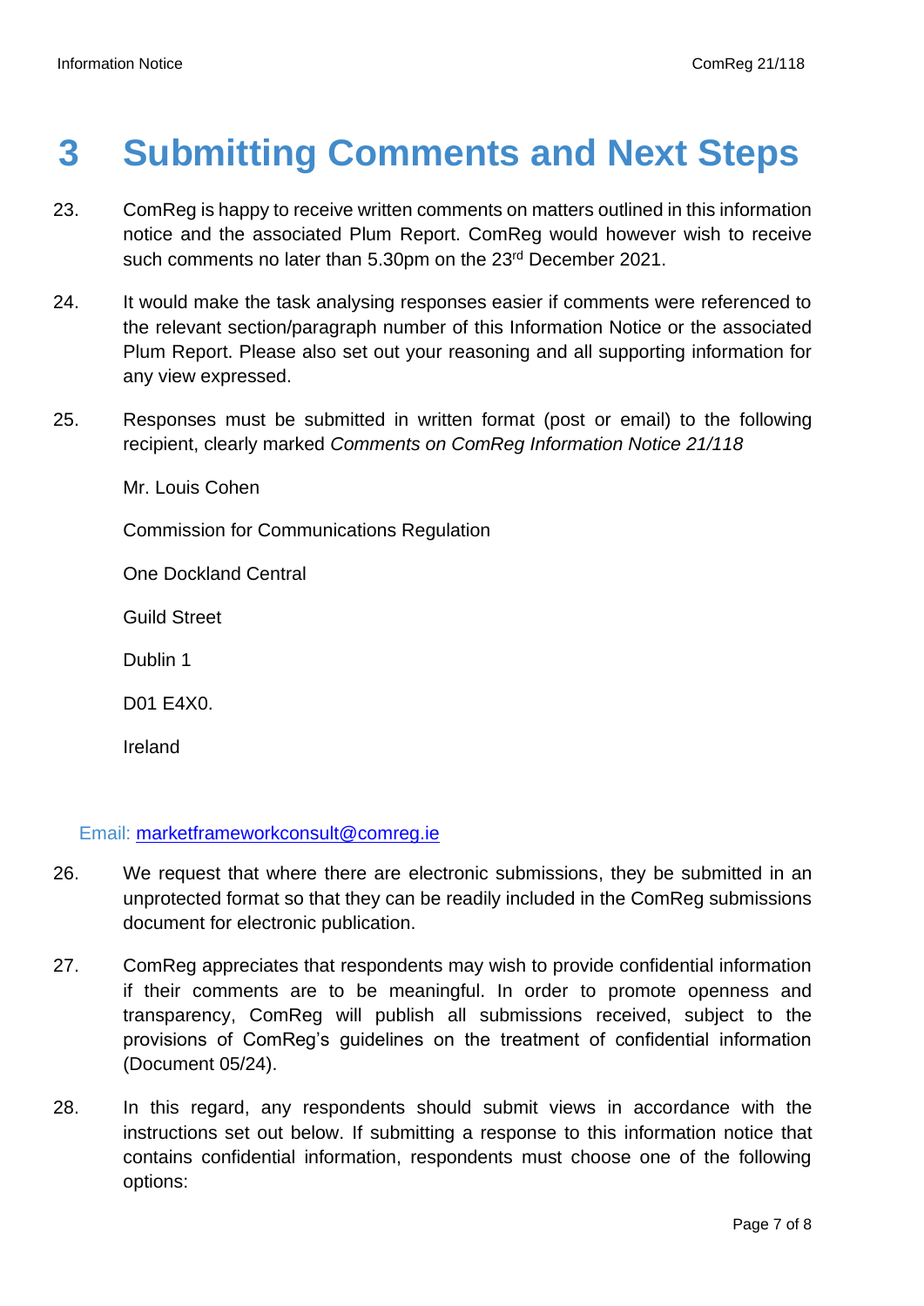# 3 Submitting Comments and Next Steps

23. ComReg is happy to receive written comments on matters outlined in this information notice and the associated Plum Report. ComReg would however wish to receive such comments no later than 5.30pm on the 23rd December 2021.

24. It would make the task analysing responses easier if comments were referenced to the relevant section/paragraph number of this Information Notice or the associated Plum Report. Please also set out your reasoning and all supporting information for any view expressed.

25. Responses must be submitted in written format (post or email) to the following recipient, clearly marked *Comments on ComReg Information Notice 21/118*

    Mr. Louis Cohen

    Commission for Communications Regulation

    One Dockland Central

    Guild Street

    Dublin 1

    D01 E4X0.

    Ireland

Email: marketframeworkconsult@comreg.ie

26. We request that where there are electronic submissions, they be submitted in an unprotected format so that they can be readily included in the ComReg submissions document for electronic publication.

27. ComReg appreciates that respondents may wish to provide confidential information if their comments are to be meaningful. In order to promote openness and transparency, ComReg will publish all submissions received, subject to the provisions of ComReg's guidelines on the treatment of confidential information (Document 05/24).

28. In this regard, any respondents should submit views in accordance with the instructions set out below. If submitting a response to this information notice that contains confidential information, respondents must choose one of the following options: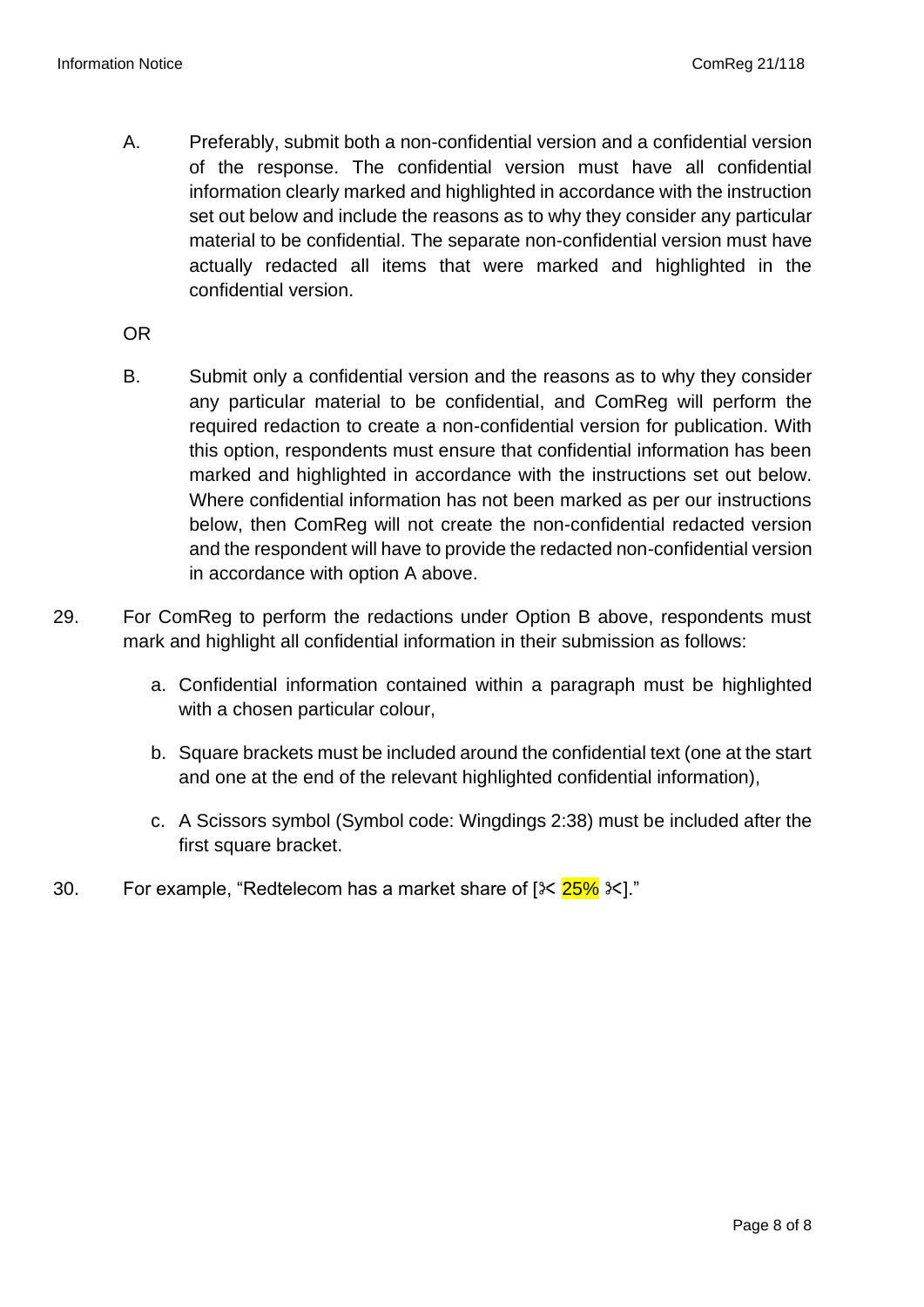A. Preferably, submit both a non-confidential version and a confidential version of the response. The confidential version must have all confidential information clearly marked and highlighted in accordance with the instruction set out below and include the reasons as to why they consider any particular material to be confidential. The separate non-confidential version must have actually redacted all items that were marked and highlighted in the confidential version.

OR

B. Submit only a confidential version and the reasons as to why they consider any particular material to be confidential, and ComReg will perform the required redaction to create a non-confidential version for publication. With this option, respondents must ensure that confidential information has been marked and highlighted in accordance with the instructions set out below. Where confidential information has not been marked as per our instructions below, then ComReg will not create the non-confidential redacted version and the respondent will have to provide the redacted non-confidential version in accordance with option A above.

29. For ComReg to perform the redactions under Option B above, respondents must mark and highlight all confidential information in their submission as follows:

   a. Confidential information contained within a paragraph must be highlighted with a chosen particular colour,

   b. Square brackets must be included around the confidential text (one at the start and one at the end of the relevant highlighted confidential information),

   c. A Scissors symbol (Symbol code: Wingdings 2:38) must be included after the first square bracket.

30. For example, "Redtelecom has a market share of [✂ 25% ✂]."